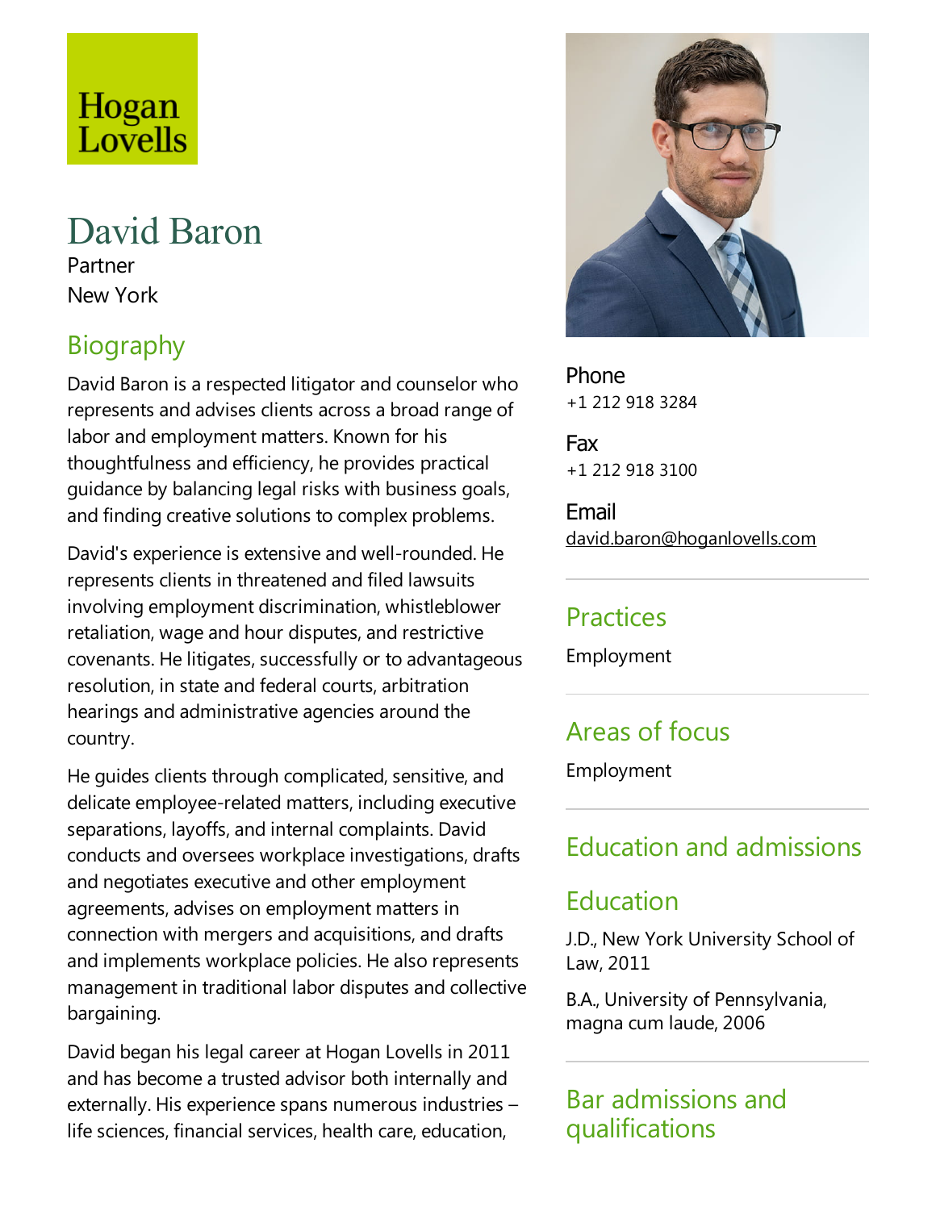Hogan Lovells

# David Baron

Partner

New York

## Biography

David Baron is a respected litigator and counselor who represents and advises clients across a broad range of labor and employment matters. Known for his thoughtfulness and efficiency, he provides practical guidance by balancing legal risks with business goals, and finding creative solutions to complex problems.

David's experience is extensive and well-rounded. He represents clients in threatened and filed lawsuits involving employment discrimination, whistleblower retaliation, wage and hour disputes, and restrictive covenants. He litigates, successfully or to advantageous resolution, in state and federal courts, arbitration hearings and administrative agencies around the country.

He guides clients through complicated, sensitive, and delicate employee-related matters, including executive separations, layoffs, and internal complaints. David conducts and oversees workplace investigations, drafts and negotiates executive and other employment agreements, advises on employment matters in connection with mergers and acquisitions, and drafts and implements workplace policies. He also represents management in traditional labor disputes and collective bargaining.

David began his legal career at Hogan Lovells in 2011 and has become a trusted advisor both internally and externally. His experience spans numerous industries – life sciences, financial services, health care, education,

**Phone**
+1 212 918 3284

**Fax**
+1 212 918 3100

**Email**
david.baron@hoganlovells.com

## Practices

Employment

## Areas of focus

Employment

## Education and admissions

### Education

J.D., New York University School of Law, 2011

B.A., University of Pennsylvania, magna cum laude, 2006

### Bar admissions and qualifications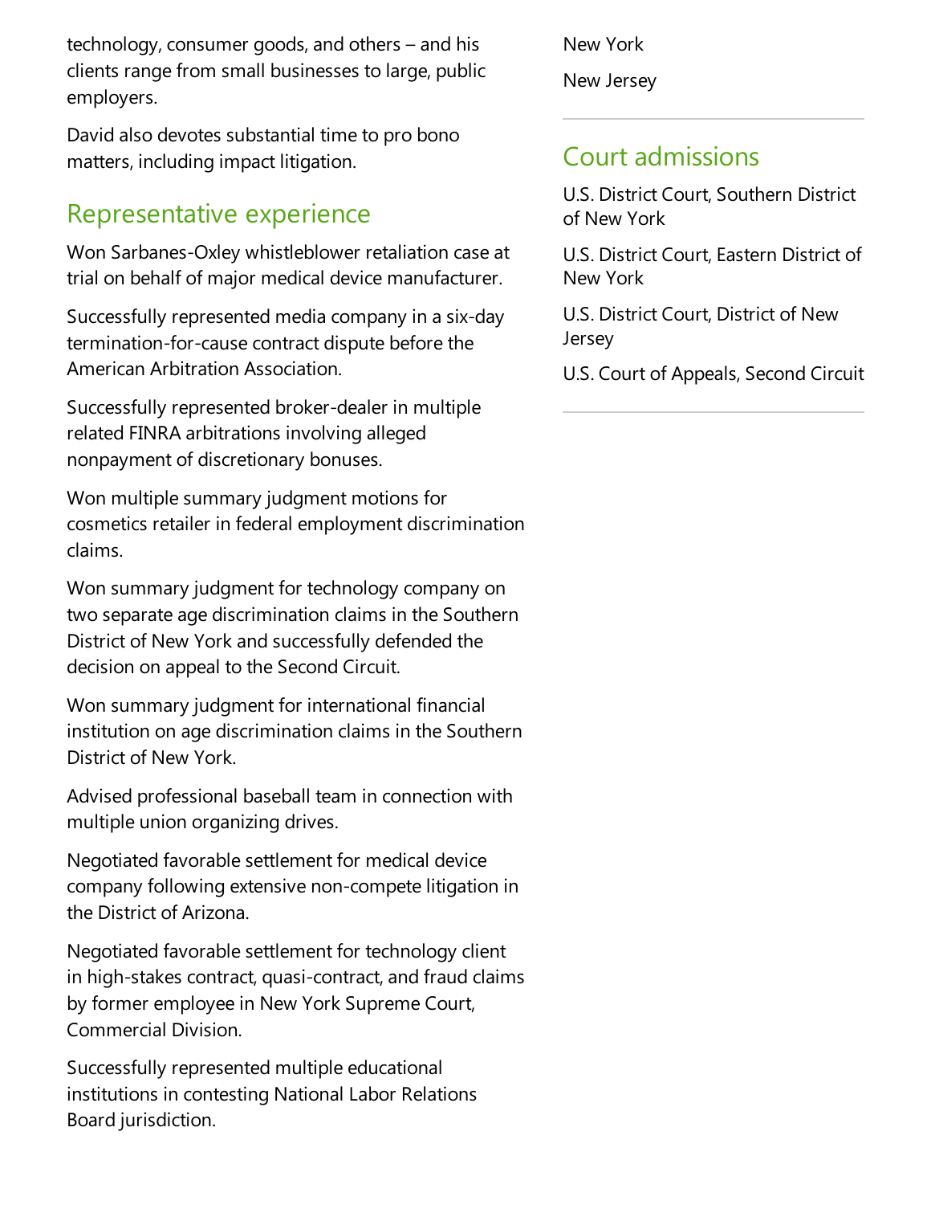technology, consumer goods, and others – and his clients range from small businesses to large, public employers.

David also devotes substantial time to pro bono matters, including impact litigation.

## Representative experience

Won Sarbanes-Oxley whistleblower retaliation case at trial on behalf of major medical device manufacturer.

Successfully represented media company in a six-day termination-for-cause contract dispute before the American Arbitration Association.

Successfully represented broker-dealer in multiple related FINRA arbitrations involving alleged nonpayment of discretionary bonuses.

Won multiple summary judgment motions for cosmetics retailer in federal employment discrimination claims.

Won summary judgment for technology company on two separate age discrimination claims in the Southern District of New York and successfully defended the decision on appeal to the Second Circuit.

Won summary judgment for international financial institution on age discrimination claims in the Southern District of New York.

Advised professional baseball team in connection with multiple union organizing drives.

Negotiated favorable settlement for medical device company following extensive non-compete litigation in the District of Arizona.

Negotiated favorable settlement for technology client in high-stakes contract, quasi-contract, and fraud claims by former employee in New York Supreme Court, Commercial Division.

Successfully represented multiple educational institutions in contesting National Labor Relations Board jurisdiction.

New York

New Jersey

## Court admissions

U.S. District Court, Southern District of New York

U.S. District Court, Eastern District of New York

U.S. District Court, District of New Jersey

U.S. Court of Appeals, Second Circuit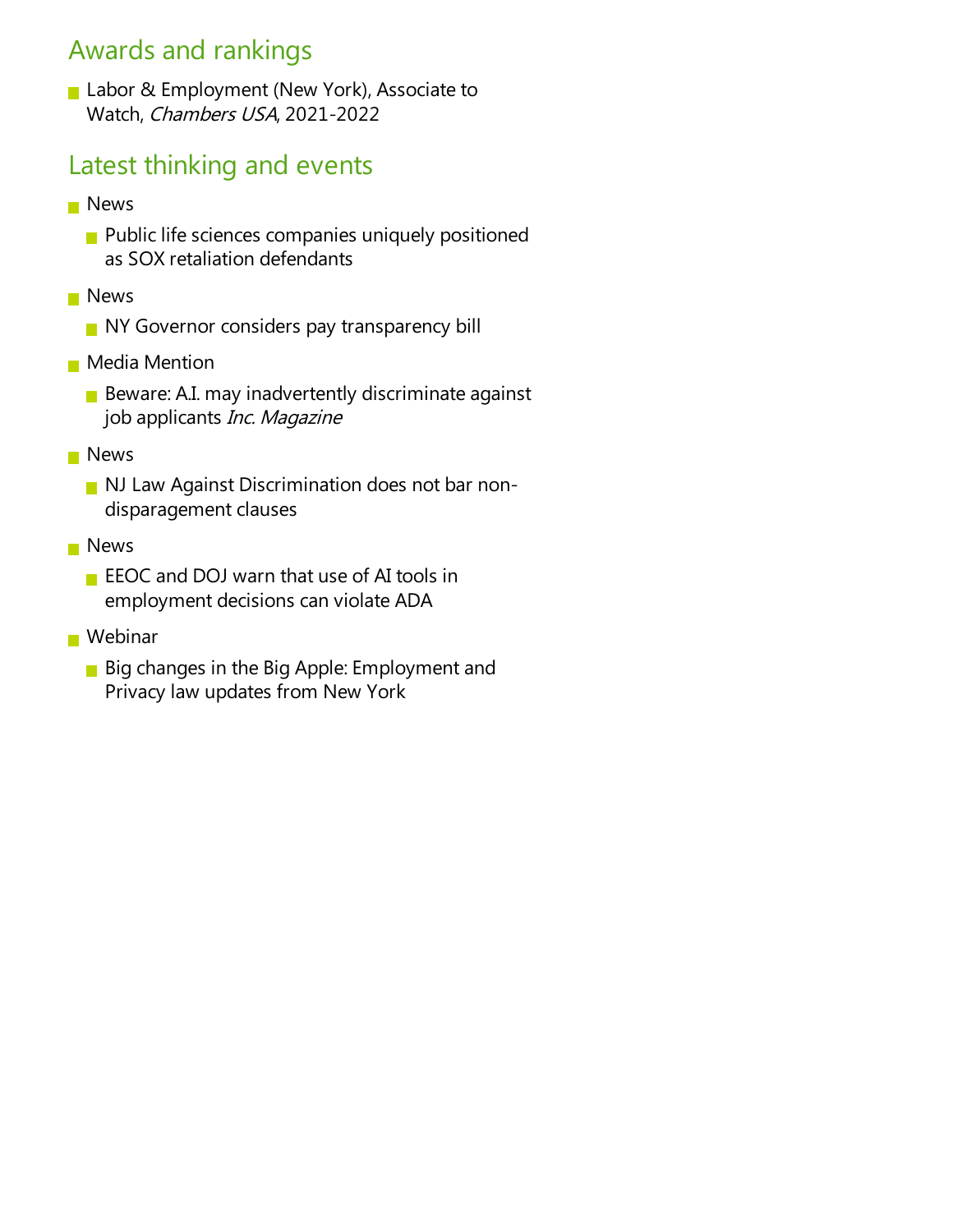## Awards and rankings

- Labor & Employment (New York), Associate to Watch, *Chambers USA*, 2021-2022

## Latest thinking and events

- News
  - Public life sciences companies uniquely positioned as SOX retaliation defendants
- News
  - NY Governor considers pay transparency bill
- Media Mention
  - Beware: A.I. may inadvertently discriminate against job applicants *Inc. Magazine*
- News
  - NJ Law Against Discrimination does not bar non-disparagement clauses
- News
  - EEOC and DOJ warn that use of AI tools in employment decisions can violate ADA
- Webinar
  - Big changes in the Big Apple: Employment and Privacy law updates from New York